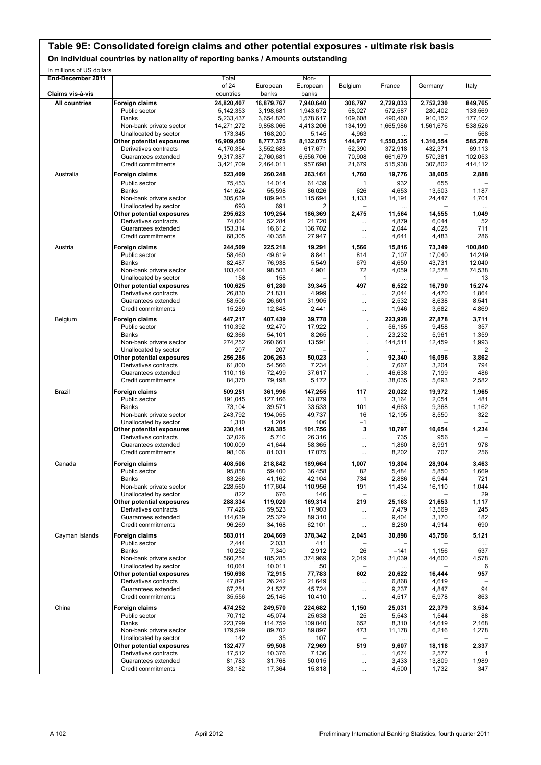# Table 9E: Consolidated foreign claims and other potential exposures - ultimate risk basis

## On individual countries by nationality of reporting banks / Amounts outstanding

In millions of US dollars

| End-December 2011 | | Total of 24 | European | Non-European | Belgium | France | Germany | Italy |
|---|---|---|---|---|---|---|---|---|
| Claims vis-à-vis | | countries | banks | banks | | | | |
| **All countries** | **Foreign claims** | **24,820,407** | **16,879,767** | **7,940,640** | **306,797** | **2,729,033** | **2,752,230** | **849,765** |
| | Public sector | 5,142,353 | 3,198,681 | 1,943,672 | 58,027 | 572,587 | 280,402 | 133,569 |
| | Banks | 5,233,437 | 3,654,820 | 1,578,617 | 109,608 | 490,460 | 910,152 | 177,102 |
| | Non-bank private sector | 14,271,272 | 9,858,066 | 4,413,206 | 134,199 | 1,665,986 | 1,561,676 | 538,526 |
| | Unallocated by sector | 173,345 | 168,200 | 5,145 | 4,963 | ... | – | 568 |
| | **Other potential exposures** | **16,909,450** | **8,777,375** | **8,132,075** | **144,977** | **1,550,535** | **1,310,554** | **585,278** |
| | Derivatives contracts | 4,170,354 | 3,552,683 | 617,671 | 52,390 | 372,918 | 432,371 | 69,113 |
| | Guarantees extended | 9,317,387 | 2,760,681 | 6,556,706 | 70,908 | 661,679 | 570,381 | 102,053 |
| | Credit commitments | 3,421,709 | 2,464,011 | 957,698 | 21,679 | 515,938 | 307,802 | 414,112 |
| Australia | **Foreign claims** | **523,409** | **260,248** | **263,161** | **1,760** | **19,776** | **38,605** | **2,888** |
| | Public sector | 75,453 | 14,014 | 61,439 | 1 | 932 | 655 | – |
| | Banks | 141,624 | 55,598 | 86,026 | 626 | 4,653 | 13,503 | 1,187 |
| | Non-bank private sector | 305,639 | 189,945 | 115,694 | 1,133 | 14,191 | 24,447 | 1,701 |
| | Unallocated by sector | 693 | 691 | 2 | – | ... | – | ... |
| | **Other potential exposures** | **295,623** | **109,254** | **186,369** | **2,475** | **11,564** | **14,555** | **1,049** |
| | Derivatives contracts | 74,004 | 52,284 | 21,720 | ... | 4,879 | 6,044 | 52 |
| | Guarantees extended | 153,314 | 16,612 | 136,702 | ... | 2,044 | 4,028 | 711 |
| | Credit commitments | 68,305 | 40,358 | 27,947 | ... | 4,641 | 4,483 | 286 |
| Austria | **Foreign claims** | **244,509** | **225,218** | **19,291** | **1,566** | **15,816** | **73,349** | **100,840** |
| | Public sector | 58,460 | 49,619 | 8,841 | 814 | 7,107 | 17,040 | 14,249 |
| | Banks | 82,487 | 76,938 | 5,549 | 679 | 4,650 | 43,731 | 12,040 |
| | Non-bank private sector | 103,404 | 98,503 | 4,901 | 72 | 4,059 | 12,578 | 74,538 |
| | Unallocated by sector | 158 | 158 | – | 1 | ... | – | 13 |
| | **Other potential exposures** | **100,625** | **61,280** | **39,345** | **497** | **6,522** | **16,790** | **15,274** |
| | Derivatives contracts | 26,830 | 21,831 | 4,999 | ... | 2,044 | 4,470 | 1,864 |
| | Guarantees extended | 58,506 | 26,601 | 31,905 | ... | 2,532 | 8,638 | 8,541 |
| | Credit commitments | 15,289 | 12,848 | 2,441 | ... | 1,946 | 3,682 | 4,869 |
| Belgium | **Foreign claims** | **447,217** | **407,439** | **39,778** | **.** | **223,928** | **27,878** | **3,711** |
| | Public sector | 110,392 | 92,470 | 17,922 | . | 56,185 | 9,458 | 357 |
| | Banks | 62,366 | 54,101 | 8,265 | . | 23,232 | 5,961 | 1,359 |
| | Non-bank private sector | 274,252 | 260,661 | 13,591 | . | 144,511 | 12,459 | 1,993 |
| | Unallocated by sector | 207 | 207 | – | . | ... | – | 2 |
| | **Other potential exposures** | **256,286** | **206,263** | **50,023** | **.** | **92,340** | **16,096** | **3,862** |
| | Derivatives contracts | 61,800 | 54,566 | 7,234 | . | 7,667 | 3,204 | 794 |
| | Guarantees extended | 110,116 | 72,499 | 37,617 | . | 46,638 | 7,199 | 486 |
| | Credit commitments | 84,370 | 79,198 | 5,172 | . | 38,035 | 5,693 | 2,582 |
| Brazil | **Foreign claims** | **509,251** | **361,996** | **147,255** | **117** | **20,022** | **19,972** | **1,965** |
| | Public sector | 191,045 | 127,166 | 63,879 | 1 | 3,164 | 2,054 | 481 |
| | Banks | 73,104 | 39,571 | 33,533 | 101 | 4,663 | 9,368 | 1,162 |
| | Non-bank private sector | 243,792 | 194,055 | 49,737 | 16 | 12,195 | 8,550 | 322 |
| | Unallocated by sector | 1,310 | 1,204 | 106 | –1 | ... | – | – |
| | **Other potential exposures** | **230,141** | **128,385** | **101,756** | **3** | **10,797** | **10,654** | **1,234** |
| | Derivatives contracts | 32,026 | 5,710 | 26,316 | ... | 735 | 956 | – |
| | Guarantees extended | 100,009 | 41,644 | 58,365 | ... | 1,860 | 8,991 | 978 |
| | Credit commitments | 98,106 | 81,031 | 17,075 | ... | 8,202 | 707 | 256 |
| Canada | **Foreign claims** | **408,506** | **218,842** | **189,664** | **1,007** | **19,804** | **28,904** | **3,463** |
| | Public sector | 95,858 | 59,400 | 36,458 | 82 | 5,484 | 5,850 | 1,669 |
| | Banks | 83,266 | 41,162 | 42,104 | 734 | 2,886 | 6,944 | 721 |
| | Non-bank private sector | 228,560 | 117,604 | 110,956 | 191 | 11,434 | 16,110 | 1,044 |
| | Unallocated by sector | 822 | 676 | 146 | – | ... | – | 29 |
| | **Other potential exposures** | **288,334** | **119,020** | **169,314** | **219** | **25,163** | **21,653** | **1,117** |
| | Derivatives contracts | 77,426 | 59,523 | 17,903 | ... | 7,479 | 13,569 | 245 |
| | Guarantees extended | 114,639 | 25,329 | 89,310 | ... | 9,404 | 3,170 | 182 |
| | Credit commitments | 96,269 | 34,168 | 62,101 | ... | 8,280 | 4,914 | 690 |
| Cayman Islands | **Foreign claims** | **583,011** | **204,669** | **378,342** | **2,045** | **30,898** | **45,756** | **5,121** |
| | Public sector | 2,444 | 2,033 | 411 | – | – | – | ... |
| | Banks | 10,252 | 7,340 | 2,912 | 26 | –141 | 1,156 | 537 |
| | Non-bank private sector | 560,254 | 185,285 | 374,969 | 2,019 | 31,039 | 44,600 | 4,578 |
| | Unallocated by sector | 10,061 | 10,011 | 50 | – | ... | – | 6 |
| | **Other potential exposures** | **150,698** | **72,915** | **77,783** | **602** | **20,622** | **16,444** | **957** |
| | Derivatives contracts | 47,891 | 26,242 | 21,649 | ... | 6,868 | 4,619 | – |
| | Guarantees extended | 67,251 | 21,527 | 45,724 | ... | 9,237 | 4,847 | 94 |
| | Credit commitments | 35,556 | 25,146 | 10,410 | ... | 4,517 | 6,978 | 863 |
| China | **Foreign claims** | **474,252** | **249,570** | **224,682** | **1,150** | **25,031** | **22,379** | **3,534** |
| | Public sector | 70,712 | 45,074 | 25,638 | 25 | 5,543 | 1,544 | 88 |
| | Banks | 223,799 | 114,759 | 109,040 | 652 | 8,310 | 14,619 | 2,168 |
| | Non-bank private sector | 179,599 | 89,702 | 89,897 | 473 | 11,178 | 6,216 | 1,278 |
| | Unallocated by sector | 142 | 35 | 107 | – | ... | – | – |
| | **Other potential exposures** | **132,477** | **59,508** | **72,969** | **519** | **9,607** | **18,118** | **2,337** |
| | Derivatives contracts | 17,512 | 10,376 | 7,136 | ... | 1,674 | 2,577 | 1 |
| | Guarantees extended | 81,783 | 31,768 | 50,015 | ... | 3,433 | 13,809 | 1,989 |
| | Credit commitments | 33,182 | 17,364 | 15,818 | ... | 4,500 | 1,732 | 347 |

April 2012 | Preliminary International Banking Statistics, fourth quarter 2011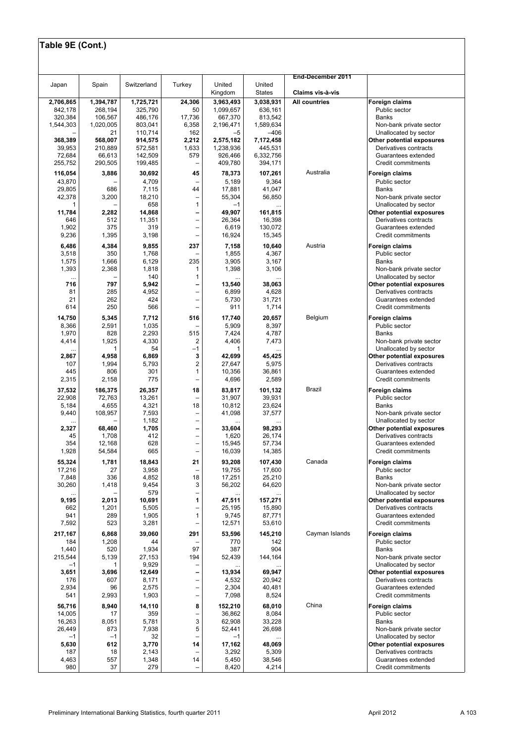# Table 9E (Cont.)

| Japan | Spain | Switzerland | Turkey | United Kingdom | United States | End-December 2011 Claims vis-à-vis | |
|---|---|---|---|---|---|---|---|
| **2,706,865** | **1,394,787** | **1,725,721** | **24,306** | **3,963,493** | **3,038,931** | **All countries** | **Foreign claims** |
| 842,178 | 268,194 | 325,790 | 50 | 1,099,657 | 636,161 | | Public sector |
| 320,384 | 106,567 | 486,176 | 17,736 | 667,370 | 813,542 | | Banks |
| 1,544,303 | 1,020,005 | 803,041 | 6,358 | 2,196,471 | 1,589,634 | | Non-bank private sector |
| – | 21 | 110,714 | 162 | –5 | –406 | | Unallocated by sector |
| **368,389** | **568,007** | **914,575** | **2,212** | **2,575,182** | **7,172,458** | | **Other potential exposures** |
| 39,953 | 210,889 | 572,581 | 1,633 | 1,238,936 | 445,531 | | Derivatives contracts |
| 72,684 | 66,613 | 142,509 | 579 | 926,466 | 6,332,756 | | Guarantees extended |
| 255,752 | 290,505 | 199,485 | – | 409,780 | 394,171 | | Credit commitments |
| **116,054** | **3,886** | **30,692** | **45** | **78,373** | **107,261** | Australia | **Foreign claims** |
| 43,870 | – | 4,709 | – | 5,189 | 9,364 | | Public sector |
| 29,805 | 686 | 7,115 | 44 | 17,881 | 41,047 | | Banks |
| 42,378 | 3,200 | 18,210 | – | 55,304 | 56,850 | | Non-bank private sector |
| 1 | – | 658 | 1 | –1 | ... | | Unallocated by sector |
| **11,784** | **2,282** | **14,868** | **–** | **49,907** | **161,815** | | **Other potential exposures** |
| 646 | 512 | 11,351 | – | 26,364 | 16,398 | | Derivatives contracts |
| 1,902 | 375 | 319 | – | 6,619 | 130,072 | | Guarantees extended |
| 9,236 | 1,395 | 3,198 | – | 16,924 | 15,345 | | Credit commitments |
| **6,486** | **4,384** | **9,855** | **237** | **7,158** | **10,640** | Austria | **Foreign claims** |
| 3,518 | 350 | 1,768 | – | 1,855 | 4,367 | | Public sector |
| 1,575 | 1,666 | 6,129 | 235 | 3,905 | 3,167 | | Banks |
| 1,393 | 2,368 | 1,818 | 1 | 1,398 | 3,106 | | Non-bank private sector |
| ... | – | 140 | 1 | ... | ... | | Unallocated by sector |
| **716** | **797** | **5,942** | **–** | **13,540** | **38,063** | | **Other potential exposures** |
| 81 | 285 | 4,952 | – | 6,899 | 4,628 | | Derivatives contracts |
| 21 | 262 | 424 | – | 5,730 | 31,721 | | Guarantees extended |
| 614 | 250 | 566 | – | 911 | 1,714 | | Credit commitments |
| **14,750** | **5,345** | **7,712** | **516** | **17,740** | **20,657** | Belgium | **Foreign claims** |
| 8,366 | 2,591 | 1,035 | – | 5,909 | 8,397 | | Public sector |
| 1,970 | 828 | 2,293 | 515 | 7,424 | 4,787 | | Banks |
| 4,414 | 1,925 | 4,330 | 2 | 4,406 | 7,473 | | Non-bank private sector |
| ... | 1 | 54 | –1 | 1 | ... | | Unallocated by sector |
| **2,867** | **4,958** | **6,869** | **3** | **42,699** | **45,425** | | **Other potential exposures** |
| 107 | 1,994 | 5,793 | 2 | 27,647 | 5,975 | | Derivatives contracts |
| 445 | 806 | 301 | 1 | 10,356 | 36,861 | | Guarantees extended |
| 2,315 | 2,158 | 775 | – | 4,696 | 2,589 | | Credit commitments |
| **37,532** | **186,375** | **26,357** | **18** | **83,817** | **101,132** | Brazil | **Foreign claims** |
| 22,908 | 72,763 | 13,261 | – | 31,907 | 39,931 | | Public sector |
| 5,184 | 4,655 | 4,321 | 18 | 10,812 | 23,624 | | Banks |
| 9,440 | 108,957 | 7,593 | – | 41,098 | 37,577 | | Non-bank private sector |
| ... | – | 1,182 | – | ... | ... | | Unallocated by sector |
| **2,327** | **68,460** | **1,705** | **–** | **33,604** | **98,293** | | **Other potential exposures** |
| 45 | 1,708 | 412 | – | 1,620 | 26,174 | | Derivatives contracts |
| 354 | 12,168 | 628 | – | 15,945 | 57,734 | | Guarantees extended |
| 1,928 | 54,584 | 665 | – | 16,039 | 14,385 | | Credit commitments |
| **55,324** | **1,781** | **18,843** | **21** | **93,208** | **107,430** | Canada | **Foreign claims** |
| 17,216 | 27 | 3,958 | – | 19,755 | 17,600 | | Public sector |
| 7,848 | 336 | 4,852 | 18 | 17,251 | 25,210 | | Banks |
| 30,260 | 1,418 | 9,454 | 3 | 56,202 | 64,620 | | Non-bank private sector |
| ... | – | 579 | – | ... | ... | | Unallocated by sector |
| **9,195** | **2,013** | **10,691** | **1** | **47,511** | **157,271** | | **Other potential exposures** |
| 662 | 1,201 | 5,505 | – | 25,195 | 15,890 | | Derivatives contracts |
| 941 | 289 | 1,905 | 1 | 9,745 | 87,771 | | Guarantees extended |
| 7,592 | 523 | 3,281 | – | 12,571 | 53,610 | | Credit commitments |
| **217,167** | **6,868** | **39,060** | **291** | **53,596** | **145,210** | Cayman Islands | **Foreign claims** |
| 184 | 1,208 | 44 | – | 770 | 142 | | Public sector |
| 1,440 | 520 | 1,934 | 97 | 387 | 904 | | Banks |
| 215,544 | 5,139 | 27,153 | 194 | 52,439 | 144,164 | | Non-bank private sector |
| –1 | 1 | 9,929 | – | ... | ... | | Unallocated by sector |
| **3,651** | **3,696** | **12,649** | **–** | **13,934** | **69,947** | | **Other potential exposures** |
| 176 | 607 | 8,171 | – | 4,532 | 20,942 | | Derivatives contracts |
| 2,934 | 96 | 2,575 | – | 2,304 | 40,481 | | Guarantees extended |
| 541 | 2,993 | 1,903 | – | 7,098 | 8,524 | | Credit commitments |
| **56,716** | **8,940** | **14,110** | **8** | **152,210** | **68,010** | China | **Foreign claims** |
| 14,005 | 17 | 359 | – | 36,862 | 8,084 | | Public sector |
| 16,263 | 8,051 | 5,781 | 3 | 62,908 | 33,228 | | Banks |
| 26,449 | 873 | 7,938 | 5 | 52,441 | 26,698 | | Non-bank private sector |
| –1 | –1 | 32 | – | –1 | ... | | Unallocated by sector |
| **5,630** | **612** | **3,770** | **14** | **17,162** | **48,069** | | **Other potential exposures** |
| 187 | 18 | 2,143 | – | 3,292 | 5,309 | | Derivatives contracts |
| 4,463 | 557 | 1,348 | 14 | 5,450 | 38,546 | | Guarantees extended |
| 980 | 37 | 279 | – | 8,420 | 4,214 | | Credit commitments |

Preliminary International Banking Statistics, fourth quarter 2011 — April 2012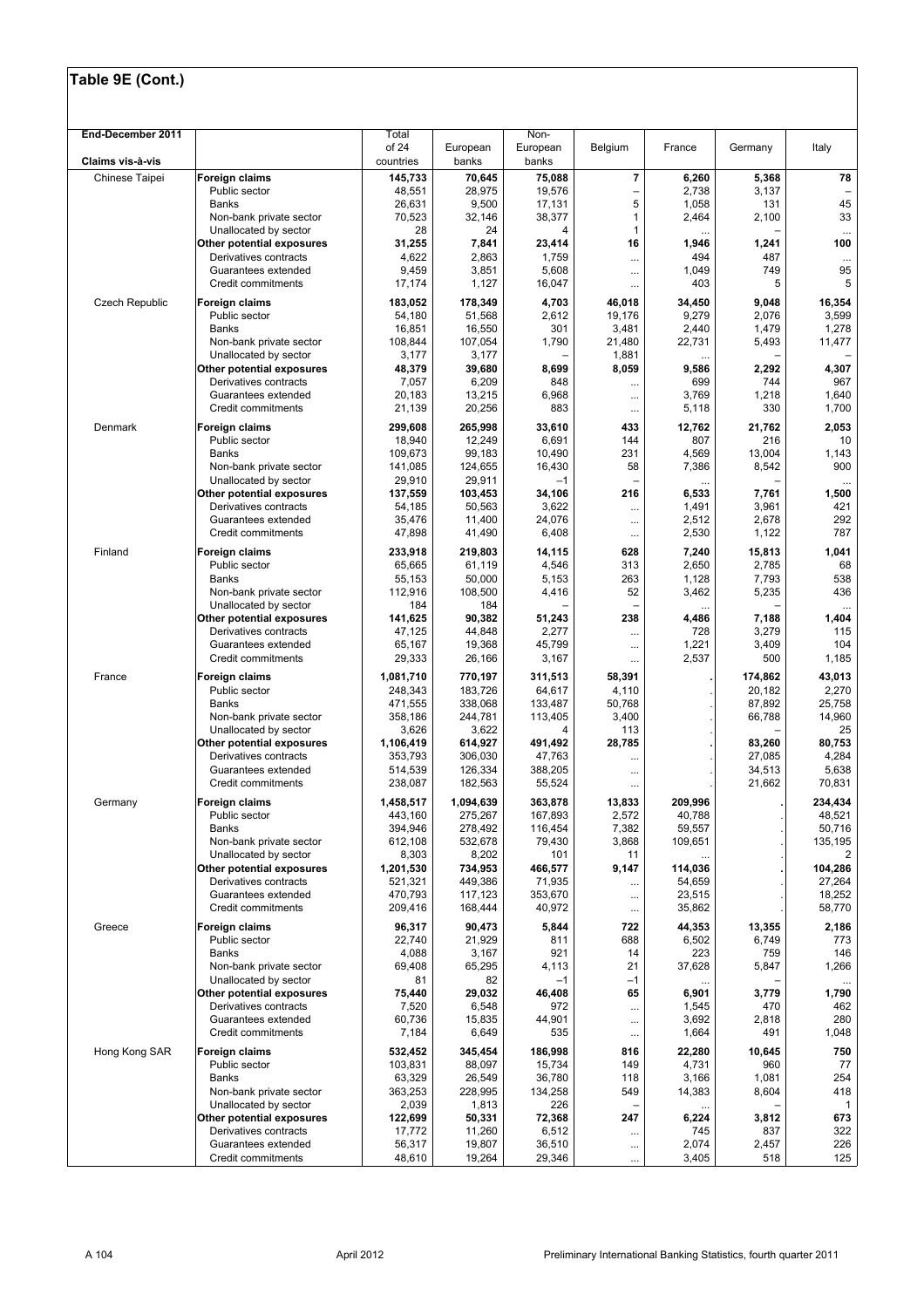# Table 9E (Cont.)

| End-December 2011<br>Claims vis-à-vis | | Total of 24 countries | European banks | Non-European banks | Belgium | France | Germany | Italy |
|---|---|---|---|---|---|---|---|---|
| Chinese Taipei | **Foreign claims** | **145,733** | **70,645** | **75,088** | **7** | **6,260** | **5,368** | **78** |
| | Public sector | 48,551 | 28,975 | 19,576 | – | 2,738 | 3,137 | – |
| | Banks | 26,631 | 9,500 | 17,131 | 5 | 1,058 | 131 | 45 |
| | Non-bank private sector | 70,523 | 32,146 | 38,377 | 1 | 2,464 | 2,100 | 33 |
| | Unallocated by sector | 28 | 24 | 4 | 1 | ... | – | ... |
| | **Other potential exposures** | **31,255** | **7,841** | **23,414** | **16** | **1,946** | **1,241** | **100** |
| | Derivatives contracts | 4,622 | 2,863 | 1,759 | ... | 494 | 487 | ... |
| | Guarantees extended | 9,459 | 3,851 | 5,608 | ... | 1,049 | 749 | 95 |
| | Credit commitments | 17,174 | 1,127 | 16,047 | ... | 403 | 5 | 5 |
| Czech Republic | **Foreign claims** | **183,052** | **178,349** | **4,703** | **46,018** | **34,450** | **9,048** | **16,354** |
| | Public sector | 54,180 | 51,568 | 2,612 | 19,176 | 9,279 | 2,076 | 3,599 |
| | Banks | 16,851 | 16,550 | 301 | 3,481 | 2,440 | 1,479 | 1,278 |
| | Non-bank private sector | 108,844 | 107,054 | 1,790 | 21,480 | 22,731 | 5,493 | 11,477 |
| | Unallocated by sector | 3,177 | 3,177 | – | 1,881 | ... | – | – |
| | **Other potential exposures** | **48,379** | **39,680** | **8,699** | **8,059** | **9,586** | **2,292** | **4,307** |
| | Derivatives contracts | 7,057 | 6,209 | 848 | ... | 699 | 744 | 967 |
| | Guarantees extended | 20,183 | 13,215 | 6,968 | ... | 3,769 | 1,218 | 1,640 |
| | Credit commitments | 21,139 | 20,256 | 883 | ... | 5,118 | 330 | 1,700 |
| Denmark | **Foreign claims** | **299,608** | **265,998** | **33,610** | **433** | **12,762** | **21,762** | **2,053** |
| | Public sector | 18,940 | 12,249 | 6,691 | 144 | 807 | 216 | 10 |
| | Banks | 109,673 | 99,183 | 10,490 | 231 | 4,569 | 13,004 | 1,143 |
| | Non-bank private sector | 141,085 | 124,655 | 16,430 | 58 | 7,386 | 8,542 | 900 |
| | Unallocated by sector | 29,910 | 29,911 | –1 | – | ... | – | ... |
| | **Other potential exposures** | **137,559** | **103,453** | **34,106** | **216** | **6,533** | **7,761** | **1,500** |
| | Derivatives contracts | 54,185 | 50,563 | 3,622 | ... | 1,491 | 3,961 | 421 |
| | Guarantees extended | 35,476 | 11,400 | 24,076 | ... | 2,512 | 2,678 | 292 |
| | Credit commitments | 47,898 | 41,490 | 6,408 | ... | 2,530 | 1,122 | 787 |
| Finland | **Foreign claims** | **233,918** | **219,803** | **14,115** | **628** | **7,240** | **15,813** | **1,041** |
| | Public sector | 65,665 | 61,119 | 4,546 | 313 | 2,650 | 2,785 | 68 |
| | Banks | 55,153 | 50,000 | 5,153 | 263 | 1,128 | 7,793 | 538 |
| | Non-bank private sector | 112,916 | 108,500 | 4,416 | 52 | 3,462 | 5,235 | 436 |
| | Unallocated by sector | 184 | 184 | – | – | ... | – | ... |
| | **Other potential exposures** | **141,625** | **90,382** | **51,243** | **238** | **4,486** | **7,188** | **1,404** |
| | Derivatives contracts | 47,125 | 44,848 | 2,277 | ... | 728 | 3,279 | 115 |
| | Guarantees extended | 65,167 | 19,368 | 45,799 | ... | 1,221 | 3,409 | 104 |
| | Credit commitments | 29,333 | 26,166 | 3,167 | ... | 2,537 | 500 | 1,185 |
| France | **Foreign claims** | **1,081,710** | **770,197** | **311,513** | **58,391** | **.** | **174,862** | **43,013** |
| | Public sector | 248,343 | 183,726 | 64,617 | 4,110 | . | 20,182 | 2,270 |
| | Banks | 471,555 | 338,068 | 133,487 | 50,768 | . | 87,892 | 25,758 |
| | Non-bank private sector | 358,186 | 244,781 | 113,405 | 3,400 | . | 66,788 | 14,960 |
| | Unallocated by sector | 3,626 | 3,622 | 4 | 113 | . | – | 25 |
| | **Other potential exposures** | **1,106,419** | **614,927** | **491,492** | **28,785** | **.** | **83,260** | **80,753** |
| | Derivatives contracts | 353,793 | 306,030 | 47,763 | ... | . | 27,085 | 4,284 |
| | Guarantees extended | 514,539 | 126,334 | 388,205 | ... | . | 34,513 | 5,638 |
| | Credit commitments | 238,087 | 182,563 | 55,524 | ... | . | 21,662 | 70,831 |
| Germany | **Foreign claims** | **1,458,517** | **1,094,639** | **363,878** | **13,833** | **209,996** | **.** | **234,434** |
| | Public sector | 443,160 | 275,267 | 167,893 | 2,572 | 40,788 | . | 48,521 |
| | Banks | 394,946 | 278,492 | 116,454 | 7,382 | 59,557 | . | 50,716 |
| | Non-bank private sector | 612,108 | 532,678 | 79,430 | 3,868 | 109,651 | . | 135,195 |
| | Unallocated by sector | 8,303 | 8,202 | 101 | 11 | ... | . | 2 |
| | **Other potential exposures** | **1,201,530** | **734,953** | **466,577** | **9,147** | **114,036** | **.** | **104,286** |
| | Derivatives contracts | 521,321 | 449,386 | 71,935 | ... | 54,659 | . | 27,264 |
| | Guarantees extended | 470,793 | 117,123 | 353,670 | ... | 23,515 | . | 18,252 |
| | Credit commitments | 209,416 | 168,444 | 40,972 | ... | 35,862 | . | 58,770 |
| Greece | **Foreign claims** | **96,317** | **90,473** | **5,844** | **722** | **44,353** | **13,355** | **2,186** |
| | Public sector | 22,740 | 21,929 | 811 | 688 | 6,502 | 6,749 | 773 |
| | Banks | 4,088 | 3,167 | 921 | 14 | 223 | 759 | 146 |
| | Non-bank private sector | 69,408 | 65,295 | 4,113 | 21 | 37,628 | 5,847 | 1,266 |
| | Unallocated by sector | 81 | 82 | –1 | –1 | ... | – | ... |
| | **Other potential exposures** | **75,440** | **29,032** | **46,408** | **65** | **6,901** | **3,779** | **1,790** |
| | Derivatives contracts | 7,520 | 6,548 | 972 | ... | 1,545 | 470 | 462 |
| | Guarantees extended | 60,736 | 15,835 | 44,901 | ... | 3,692 | 2,818 | 280 |
| | Credit commitments | 7,184 | 6,649 | 535 | ... | 1,664 | 491 | 1,048 |
| Hong Kong SAR | **Foreign claims** | **532,452** | **345,454** | **186,998** | **816** | **22,280** | **10,645** | **750** |
| | Public sector | 103,831 | 88,097 | 15,734 | 149 | 4,731 | 960 | 77 |
| | Banks | 63,329 | 26,549 | 36,780 | 118 | 3,166 | 1,081 | 254 |
| | Non-bank private sector | 363,253 | 228,995 | 134,258 | 549 | 14,383 | 8,604 | 418 |
| | Unallocated by sector | 2,039 | 1,813 | 226 | – | ... | – | 1 |
| | **Other potential exposures** | **122,699** | **50,331** | **72,368** | **247** | **6,224** | **3,812** | **673** |
| | Derivatives contracts | 17,772 | 11,260 | 6,512 | ... | 745 | 837 | 322 |
| | Guarantees extended | 56,317 | 19,807 | 36,510 | ... | 2,074 | 2,457 | 226 |
| | Credit commitments | 48,610 | 19,264 | 29,346 | ... | 3,405 | 518 | 125 |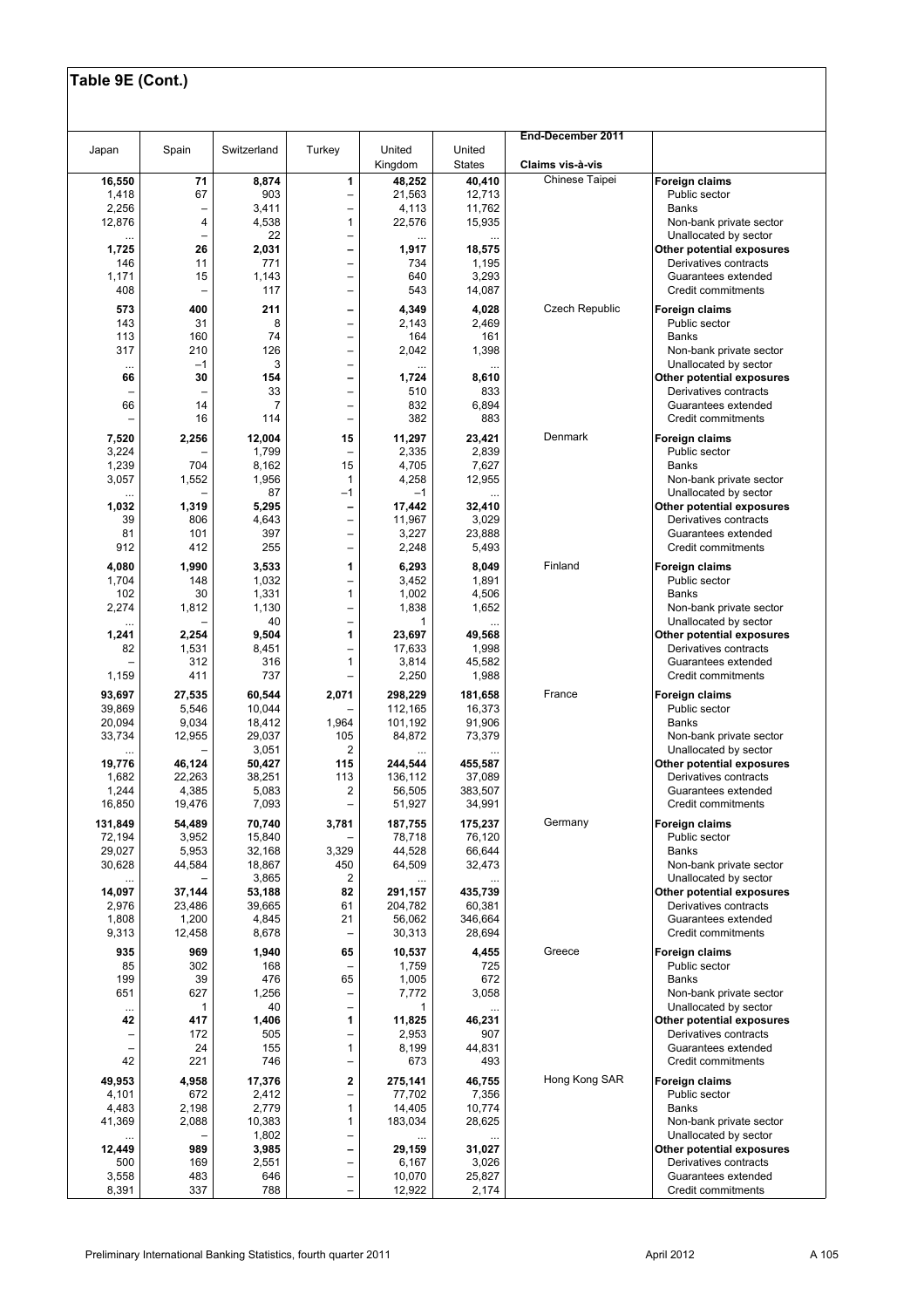## Table 9E (Cont.)

| Japan | Spain | Switzerland | Turkey | United Kingdom | United States | End-December 2011 Claims vis-à-vis | |
|---|---|---|---|---|---|---|---|
| **16,550** | **71** | **8,874** | **1** | **48,252** | **40,410** | Chinese Taipei | **Foreign claims** |
| 1,418 | 67 | 903 | – | 21,563 | 12,713 | | Public sector |
| 2,256 | – | 3,411 | – | 4,113 | 11,762 | | Banks |
| 12,876 | 4 | 4,538 | 1 | 22,576 | 15,935 | | Non-bank private sector |
| ... | – | 22 | – | ... | ... | | Unallocated by sector |
| **1,725** | **26** | **2,031** | **–** | **1,917** | **18,575** | | **Other potential exposures** |
| 146 | 11 | 771 | – | 734 | 1,195 | | Derivatives contracts |
| 1,171 | 15 | 1,143 | – | 640 | 3,293 | | Guarantees extended |
| 408 | – | 117 | – | 543 | 14,087 | | Credit commitments |
| **573** | **400** | **211** | **–** | **4,349** | **4,028** | Czech Republic | **Foreign claims** |
| 143 | 31 | 8 | – | 2,143 | 2,469 | | Public sector |
| 113 | 160 | 74 | – | 164 | 161 | | Banks |
| 317 | 210 | 126 | – | 2,042 | 1,398 | | Non-bank private sector |
| ... | –1 | 3 | – | ... | ... | | Unallocated by sector |
| **66** | **30** | **154** | **–** | **1,724** | **8,610** | | **Other potential exposures** |
| – | – | 33 | – | 510 | 833 | | Derivatives contracts |
| 66 | 14 | 7 | – | 832 | 6,894 | | Guarantees extended |
| – | 16 | 114 | – | 382 | 883 | | Credit commitments |
| **7,520** | **2,256** | **12,004** | **15** | **11,297** | **23,421** | Denmark | **Foreign claims** |
| 3,224 | – | 1,799 | – | 2,335 | 2,839 | | Public sector |
| 1,239 | 704 | 8,162 | 15 | 4,705 | 7,627 | | Banks |
| 3,057 | 1,552 | 1,956 | 1 | 4,258 | 12,955 | | Non-bank private sector |
| ... | – | 87 | –1 | –1 | ... | | Unallocated by sector |
| **1,032** | **1,319** | **5,295** | **–** | **17,442** | **32,410** | | **Other potential exposures** |
| 39 | 806 | 4,643 | – | 11,967 | 3,029 | | Derivatives contracts |
| 81 | 101 | 397 | – | 3,227 | 23,888 | | Guarantees extended |
| 912 | 412 | 255 | – | 2,248 | 5,493 | | Credit commitments |
| **4,080** | **1,990** | **3,533** | **1** | **6,293** | **8,049** | Finland | **Foreign claims** |
| 1,704 | 148 | 1,032 | – | 3,452 | 1,891 | | Public sector |
| 102 | 30 | 1,331 | 1 | 1,002 | 4,506 | | Banks |
| 2,274 | 1,812 | 1,130 | – | 1,838 | 1,652 | | Non-bank private sector |
| ... | – | 40 | – | 1 | ... | | Unallocated by sector |
| **1,241** | **2,254** | **9,504** | **1** | **23,697** | **49,568** | | **Other potential exposures** |
| 82 | 1,531 | 8,451 | – | 17,633 | 1,998 | | Derivatives contracts |
| – | 312 | 316 | 1 | 3,814 | 45,582 | | Guarantees extended |
| 1,159 | 411 | 737 | – | 2,250 | 1,988 | | Credit commitments |
| **93,697** | **27,535** | **60,544** | **2,071** | **298,229** | **181,658** | France | **Foreign claims** |
| 39,869 | 5,546 | 10,044 | – | 112,165 | 16,373 | | Public sector |
| 20,094 | 9,034 | 18,412 | 1,964 | 101,192 | 91,906 | | Banks |
| 33,734 | 12,955 | 29,037 | 105 | 84,872 | 73,379 | | Non-bank private sector |
| ... | – | 3,051 | 2 | ... | ... | | Unallocated by sector |
| **19,776** | **46,124** | **50,427** | **115** | **244,544** | **455,587** | | **Other potential exposures** |
| 1,682 | 22,263 | 38,251 | 113 | 136,112 | 37,089 | | Derivatives contracts |
| 1,244 | 4,385 | 5,083 | 2 | 56,505 | 383,507 | | Guarantees extended |
| 16,850 | 19,476 | 7,093 | – | 51,927 | 34,991 | | Credit commitments |
| **131,849** | **54,489** | **70,740** | **3,781** | **187,755** | **175,237** | Germany | **Foreign claims** |
| 72,194 | 3,952 | 15,840 | – | 78,718 | 76,120 | | Public sector |
| 29,027 | 5,953 | 32,168 | 3,329 | 44,528 | 66,644 | | Banks |
| 30,628 | 44,584 | 18,867 | 450 | 64,509 | 32,473 | | Non-bank private sector |
| ... | – | 3,865 | 2 | ... | ... | | Unallocated by sector |
| **14,097** | **37,144** | **53,188** | **82** | **291,157** | **435,739** | | **Other potential exposures** |
| 2,976 | 23,486 | 39,665 | 61 | 204,782 | 60,381 | | Derivatives contracts |
| 1,808 | 1,200 | 4,845 | 21 | 56,062 | 346,664 | | Guarantees extended |
| 9,313 | 12,458 | 8,678 | – | 30,313 | 28,694 | | Credit commitments |
| **935** | **969** | **1,940** | **65** | **10,537** | **4,455** | Greece | **Foreign claims** |
| 85 | 302 | 168 | – | 1,759 | 725 | | Public sector |
| 199 | 39 | 476 | 65 | 1,005 | 672 | | Banks |
| 651 | 627 | 1,256 | – | 7,772 | 3,058 | | Non-bank private sector |
| ... | 1 | 40 | – | 1 | ... | | Unallocated by sector |
| **42** | **417** | **1,406** | **1** | **11,825** | **46,231** | | **Other potential exposures** |
| – | 172 | 505 | – | 2,953 | 907 | | Derivatives contracts |
| – | 24 | 155 | 1 | 8,199 | 44,831 | | Guarantees extended |
| 42 | 221 | 746 | – | 673 | 493 | | Credit commitments |
| **49,953** | **4,958** | **17,376** | **2** | **275,141** | **46,755** | Hong Kong SAR | **Foreign claims** |
| 4,101 | 672 | 2,412 | – | 77,702 | 7,356 | | Public sector |
| 4,483 | 2,198 | 2,779 | 1 | 14,405 | 10,774 | | Banks |
| 41,369 | 2,088 | 10,383 | 1 | 183,034 | 28,625 | | Non-bank private sector |
| ... | – | 1,802 | – | ... | ... | | Unallocated by sector |
| **12,449** | **989** | **3,985** | **–** | **29,159** | **31,027** | | **Other potential exposures** |
| 500 | 169 | 2,551 | – | 6,167 | 3,026 | | Derivatives contracts |
| 3,558 | 483 | 646 | – | 10,070 | 25,827 | | Guarantees extended |
| 8,391 | 337 | 788 | – | 12,922 | 2,174 | | Credit commitments |

Preliminary International Banking Statistics, fourth quarter 2011 — April 2012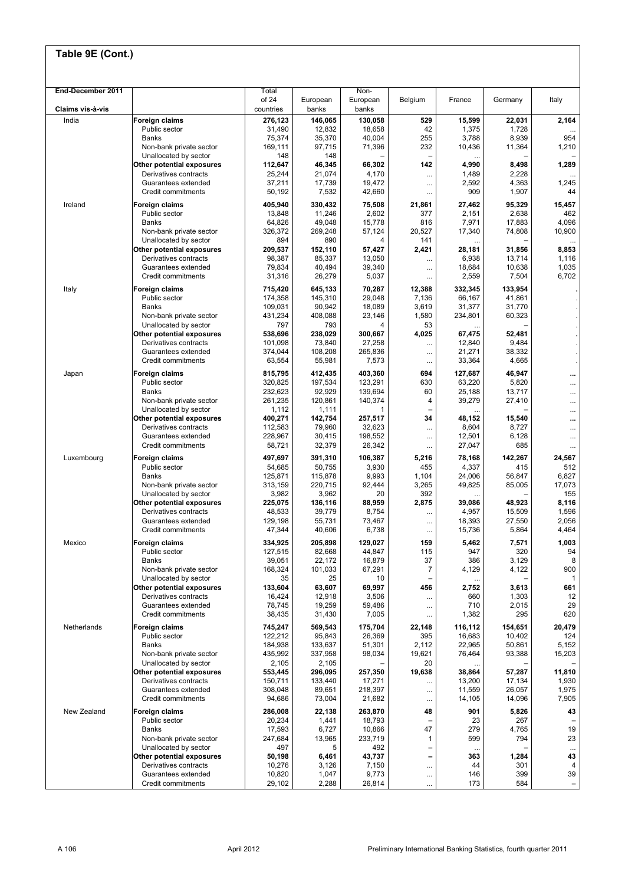## Table 9E (Cont.)

| End-December 2011<br>Claims vis-à-vis | | Total of 24 countries | European banks | Non-European banks | Belgium | France | Germany | Italy |
|---|---|---|---|---|---|---|---|---|
| India | **Foreign claims** | **276,123** | **146,065** | **130,058** | **529** | **15,599** | **22,031** | **2,164** |
| | Public sector | 31,490 | 12,832 | 18,658 | 42 | 1,375 | 1,728 | ... |
| | Banks | 75,374 | 35,370 | 40,004 | 255 | 3,788 | 8,939 | 954 |
| | Non-bank private sector | 169,111 | 97,715 | 71,396 | 232 | 10,436 | 11,364 | 1,210 |
| | Unallocated by sector | 148 | 148 | – | – | ... | – | – |
| | **Other potential exposures** | **112,647** | **46,345** | **66,302** | **142** | **4,990** | **8,498** | **1,289** |
| | Derivatives contracts | 25,244 | 21,074 | 4,170 | ... | 1,489 | 2,228 | ... |
| | Guarantees extended | 37,211 | 17,739 | 19,472 | ... | 2,592 | 4,363 | 1,245 |
| | Credit commitments | 50,192 | 7,532 | 42,660 | ... | 909 | 1,907 | 44 |
| Ireland | **Foreign claims** | **405,940** | **330,432** | **75,508** | **21,861** | **27,462** | **95,329** | **15,457** |
| | Public sector | 13,848 | 11,246 | 2,602 | 377 | 2,151 | 2,638 | 462 |
| | Banks | 64,826 | 49,048 | 15,778 | 816 | 7,971 | 17,883 | 4,096 |
| | Non-bank private sector | 326,372 | 269,248 | 57,124 | 20,527 | 17,340 | 74,808 | 10,900 |
| | Unallocated by sector | 894 | 890 | 4 | 141 | ... | – | ... |
| | **Other potential exposures** | **209,537** | **152,110** | **57,427** | **2,421** | **28,181** | **31,856** | **8,853** |
| | Derivatives contracts | 98,387 | 85,337 | 13,050 | ... | 6,938 | 13,714 | 1,116 |
| | Guarantees extended | 79,834 | 40,494 | 39,340 | ... | 18,684 | 10,638 | 1,035 |
| | Credit commitments | 31,316 | 26,279 | 5,037 | ... | 2,559 | 7,504 | 6,702 |
| Italy | **Foreign claims** | **715,420** | **645,133** | **70,287** | **12,388** | **332,345** | **133,954** | **.** |
| | Public sector | 174,358 | 145,310 | 29,048 | 7,136 | 66,167 | 41,861 | . |
| | Banks | 109,031 | 90,942 | 18,089 | 3,619 | 31,377 | 31,770 | . |
| | Non-bank private sector | 431,234 | 408,088 | 23,146 | 1,580 | 234,801 | 60,323 | . |
| | Unallocated by sector | 797 | 793 | 4 | 53 | ... | – | . |
| | **Other potential exposures** | **538,696** | **238,029** | **300,667** | **4,025** | **67,475** | **52,481** | **.** |
| | Derivatives contracts | 101,098 | 73,840 | 27,258 | ... | 12,840 | 9,484 | . |
| | Guarantees extended | 374,044 | 108,208 | 265,836 | ... | 21,271 | 38,332 | . |
| | Credit commitments | 63,554 | 55,981 | 7,573 | ... | 33,364 | 4,665 | . |
| Japan | **Foreign claims** | **815,795** | **412,435** | **403,360** | **694** | **127,687** | **46,947** | **...** |
| | Public sector | 320,825 | 197,534 | 123,291 | 630 | 63,220 | 5,820 | ... |
| | Banks | 232,623 | 92,929 | 139,694 | 60 | 25,188 | 13,717 | ... |
| | Non-bank private sector | 261,235 | 120,861 | 140,374 | 4 | 39,279 | 27,410 | ... |
| | Unallocated by sector | 1,112 | 1,111 | 1 | – | ... | – | ... |
| | **Other potential exposures** | **400,271** | **142,754** | **257,517** | **34** | **48,152** | **15,540** | **...** |
| | Derivatives contracts | 112,583 | 79,960 | 32,623 | ... | 8,604 | 8,727 | ... |
| | Guarantees extended | 228,967 | 30,415 | 198,552 | ... | 12,501 | 6,128 | ... |
| | Credit commitments | 58,721 | 32,379 | 26,342 | ... | 27,047 | 685 | ... |
| Luxembourg | **Foreign claims** | **497,697** | **391,310** | **106,387** | **5,216** | **78,168** | **142,267** | **24,567** |
| | Public sector | 54,685 | 50,755 | 3,930 | 455 | 4,337 | 415 | 512 |
| | Banks | 125,871 | 115,878 | 9,993 | 1,104 | 24,006 | 56,847 | 6,827 |
| | Non-bank private sector | 313,159 | 220,715 | 92,444 | 3,265 | 49,825 | 85,005 | 17,073 |
| | Unallocated by sector | 3,982 | 3,962 | 20 | 392 | ... | – | 155 |
| | **Other potential exposures** | **225,075** | **136,116** | **88,959** | **2,875** | **39,086** | **48,923** | **8,116** |
| | Derivatives contracts | 48,533 | 39,779 | 8,754 | ... | 4,957 | 15,509 | 1,596 |
| | Guarantees extended | 129,198 | 55,731 | 73,467 | ... | 18,393 | 27,550 | 2,056 |
| | Credit commitments | 47,344 | 40,606 | 6,738 | ... | 15,736 | 5,864 | 4,464 |
| Mexico | **Foreign claims** | **334,925** | **205,898** | **129,027** | **159** | **5,462** | **7,571** | **1,003** |
| | Public sector | 127,515 | 82,668 | 44,847 | 115 | 947 | 320 | 94 |
| | Banks | 39,051 | 22,172 | 16,879 | 37 | 386 | 3,129 | 8 |
| | Non-bank private sector | 168,324 | 101,033 | 67,291 | 7 | 4,129 | 4,122 | 900 |
| | Unallocated by sector | 35 | 25 | 10 | – | ... | – | 1 |
| | **Other potential exposures** | **133,604** | **63,607** | **69,997** | **456** | **2,752** | **3,613** | **661** |
| | Derivatives contracts | 16,424 | 12,918 | 3,506 | ... | 660 | 1,303 | 12 |
| | Guarantees extended | 78,745 | 19,259 | 59,486 | ... | 710 | 2,015 | 29 |
| | Credit commitments | 38,435 | 31,430 | 7,005 | ... | 1,382 | 295 | 620 |
| Netherlands | **Foreign claims** | **745,247** | **569,543** | **175,704** | **22,148** | **116,112** | **154,651** | **20,479** |
| | Public sector | 122,212 | 95,843 | 26,369 | 395 | 16,683 | 10,402 | 124 |
| | Banks | 184,938 | 133,637 | 51,301 | 2,112 | 22,965 | 50,861 | 5,152 |
| | Non-bank private sector | 435,992 | 337,958 | 98,034 | 19,621 | 76,464 | 93,388 | 15,203 |
| | Unallocated by sector | 2,105 | 2,105 | – | 20 | ... | – | – |
| | **Other potential exposures** | **553,445** | **296,095** | **257,350** | **19,638** | **38,864** | **57,287** | **11,810** |
| | Derivatives contracts | 150,711 | 133,440 | 17,271 | ... | 13,200 | 17,134 | 1,930 |
| | Guarantees extended | 308,048 | 89,651 | 218,397 | ... | 11,559 | 26,057 | 1,975 |
| | Credit commitments | 94,686 | 73,004 | 21,682 | ... | 14,105 | 14,096 | 7,905 |
| New Zealand | **Foreign claims** | **286,008** | **22,138** | **263,870** | **48** | **901** | **5,826** | **43** |
| | Public sector | 20,234 | 1,441 | 18,793 | – | 23 | 267 | – |
| | Banks | 17,593 | 6,727 | 10,866 | 47 | 279 | 4,765 | 19 |
| | Non-bank private sector | 247,684 | 13,965 | 233,719 | 1 | 599 | 794 | 23 |
| | Unallocated by sector | 497 | 5 | 492 | – | ... | – | ... |
| | **Other potential exposures** | **50,198** | **6,461** | **43,737** | **–** | **363** | **1,284** | **43** |
| | Derivatives contracts | 10,276 | 3,126 | 7,150 | ... | 44 | 301 | 4 |
| | Guarantees extended | 10,820 | 1,047 | 9,773 | ... | 146 | 399 | 39 |
| | Credit commitments | 29,102 | 2,288 | 26,814 | ... | 173 | 584 | – |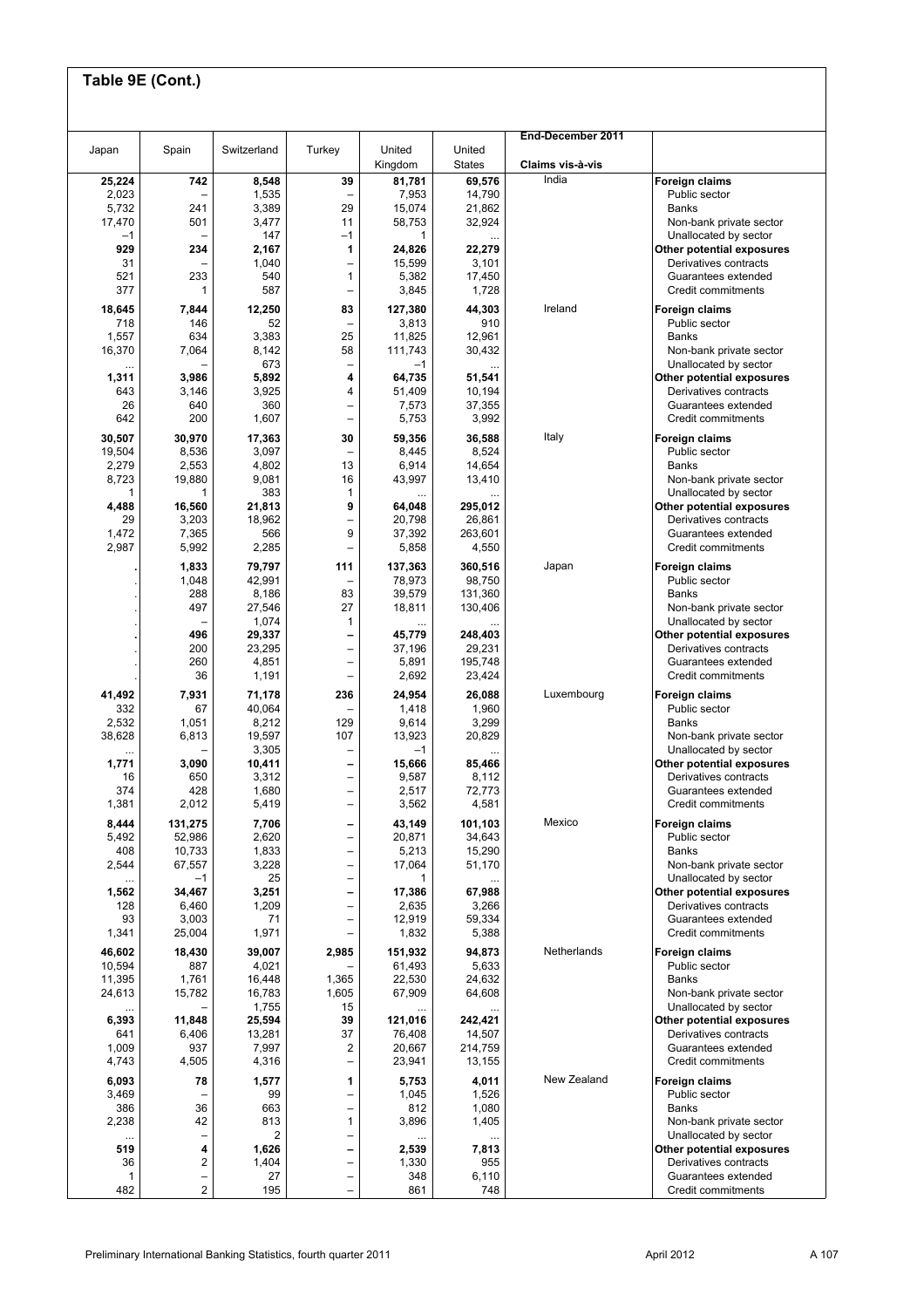## Table 9E (Cont.)

| Japan | Spain | Switzerland | Turkey | United Kingdom | United States | End-December 2011 Claims vis-à-vis | |
|---|---|---|---|---|---|---|---|
| **25,224** | **742** | **8,548** | **39** | **81,781** | **69,576** | India | **Foreign claims** |
| 2,023 | – | 1,535 | – | 7,953 | 14,790 | | Public sector |
| 5,732 | 241 | 3,389 | 29 | 15,074 | 21,862 | | Banks |
| 17,470 | 501 | 3,477 | 11 | 58,753 | 32,924 | | Non-bank private sector |
| –1 | – | 147 | –1 | 1 | ... | | Unallocated by sector |
| **929** | **234** | **2,167** | **1** | **24,826** | **22,279** | | **Other potential exposures** |
| 31 | – | 1,040 | – | 15,599 | 3,101 | | Derivatives contracts |
| 521 | 233 | 540 | 1 | 5,382 | 17,450 | | Guarantees extended |
| 377 | 1 | 587 | – | 3,845 | 1,728 | | Credit commitments |
| **18,645** | **7,844** | **12,250** | **83** | **127,380** | **44,303** | Ireland | **Foreign claims** |
| 718 | 146 | 52 | – | 3,813 | 910 | | Public sector |
| 1,557 | 634 | 3,383 | 25 | 11,825 | 12,961 | | Banks |
| 16,370 | 7,064 | 8,142 | 58 | 111,743 | 30,432 | | Non-bank private sector |
| ... | – | 673 | – | –1 | ... | | Unallocated by sector |
| **1,311** | **3,986** | **5,892** | **4** | **64,735** | **51,541** | | **Other potential exposures** |
| 643 | 3,146 | 3,925 | 4 | 51,409 | 10,194 | | Derivatives contracts |
| 26 | 640 | 360 | – | 7,573 | 37,355 | | Guarantees extended |
| 642 | 200 | 1,607 | – | 5,753 | 3,992 | | Credit commitments |
| **30,507** | **30,970** | **17,363** | **30** | **59,356** | **36,588** | Italy | **Foreign claims** |
| 19,504 | 8,536 | 3,097 | – | 8,445 | 8,524 | | Public sector |
| 2,279 | 2,553 | 4,802 | 13 | 6,914 | 14,654 | | Banks |
| 8,723 | 19,880 | 9,081 | 16 | 43,997 | 13,410 | | Non-bank private sector |
| 1 | 1 | 383 | 1 | ... | ... | | Unallocated by sector |
| **4,488** | **16,560** | **21,813** | **9** | **64,048** | **295,012** | | **Other potential exposures** |
| 29 | 3,203 | 18,962 | – | 20,798 | 26,861 | | Derivatives contracts |
| 1,472 | 7,365 | 566 | 9 | 37,392 | 263,601 | | Guarantees extended |
| 2,987 | 5,992 | 2,285 | – | 5,858 | 4,550 | | Credit commitments |
| **.** | **1,833** | **79,797** | **111** | **137,363** | **360,516** | Japan | **Foreign claims** |
| . | 1,048 | 42,991 | – | 78,973 | 98,750 | | Public sector |
| . | 288 | 8,186 | 83 | 39,579 | 131,360 | | Banks |
| . | 497 | 27,546 | 27 | 18,811 | 130,406 | | Non-bank private sector |
| . | – | 1,074 | 1 | ... | ... | | Unallocated by sector |
| **.** | **496** | **29,337** | **–** | **45,779** | **248,403** | | **Other potential exposures** |
| . | 200 | 23,295 | – | 37,196 | 29,231 | | Derivatives contracts |
| . | 260 | 4,851 | – | 5,891 | 195,748 | | Guarantees extended |
| . | 36 | 1,191 | – | 2,692 | 23,424 | | Credit commitments |
| **41,492** | **7,931** | **71,178** | **236** | **24,954** | **26,088** | Luxembourg | **Foreign claims** |
| 332 | 67 | 40,064 | – | 1,418 | 1,960 | | Public sector |
| 2,532 | 1,051 | 8,212 | 129 | 9,614 | 3,299 | | Banks |
| 38,628 | 6,813 | 19,597 | 107 | 13,923 | 20,829 | | Non-bank private sector |
| ... | – | 3,305 | – | –1 | ... | | Unallocated by sector |
| **1,771** | **3,090** | **10,411** | **–** | **15,666** | **85,466** | | **Other potential exposures** |
| 16 | 650 | 3,312 | – | 9,587 | 8,112 | | Derivatives contracts |
| 374 | 428 | 1,680 | – | 2,517 | 72,773 | | Guarantees extended |
| 1,381 | 2,012 | 5,419 | – | 3,562 | 4,581 | | Credit commitments |
| **8,444** | **131,275** | **7,706** | **–** | **43,149** | **101,103** | Mexico | **Foreign claims** |
| 5,492 | 52,986 | 2,620 | – | 20,871 | 34,643 | | Public sector |
| 408 | 10,733 | 1,833 | – | 5,213 | 15,290 | | Banks |
| 2,544 | 67,557 | 3,228 | – | 17,064 | 51,170 | | Non-bank private sector |
| ... | –1 | 25 | – | 1 | ... | | Unallocated by sector |
| **1,562** | **34,467** | **3,251** | **–** | **17,386** | **67,988** | | **Other potential exposures** |
| 128 | 6,460 | 1,209 | – | 2,635 | 3,266 | | Derivatives contracts |
| 93 | 3,003 | 71 | – | 12,919 | 59,334 | | Guarantees extended |
| 1,341 | 25,004 | 1,971 | – | 1,832 | 5,388 | | Credit commitments |
| **46,602** | **18,430** | **39,007** | **2,985** | **151,932** | **94,873** | Netherlands | **Foreign claims** |
| 10,594 | 887 | 4,021 | – | 61,493 | 5,633 | | Public sector |
| 11,395 | 1,761 | 16,448 | 1,365 | 22,530 | 24,632 | | Banks |
| 24,613 | 15,782 | 16,783 | 1,605 | 67,909 | 64,608 | | Non-bank private sector |
| ... | – | 1,755 | 15 | ... | ... | | Unallocated by sector |
| **6,393** | **11,848** | **25,594** | **39** | **121,016** | **242,421** | | **Other potential exposures** |
| 641 | 6,406 | 13,281 | 37 | 76,408 | 14,507 | | Derivatives contracts |
| 1,009 | 937 | 7,997 | 2 | 20,667 | 214,759 | | Guarantees extended |
| 4,743 | 4,505 | 4,316 | – | 23,941 | 13,155 | | Credit commitments |
| **6,093** | **78** | **1,577** | **1** | **5,753** | **4,011** | New Zealand | **Foreign claims** |
| 3,469 | – | 99 | – | 1,045 | 1,526 | | Public sector |
| 386 | 36 | 663 | – | 812 | 1,080 | | Banks |
| 2,238 | 42 | 813 | 1 | 3,896 | 1,405 | | Non-bank private sector |
| ... | – | 2 | – | ... | ... | | Unallocated by sector |
| **519** | **4** | **1,626** | **–** | **2,539** | **7,813** | | **Other potential exposures** |
| 36 | 2 | 1,404 | – | 1,330 | 955 | | Derivatives contracts |
| 1 | – | 27 | – | 348 | 6,110 | | Guarantees extended |
| 482 | 2 | 195 | – | 861 | 748 | | Credit commitments |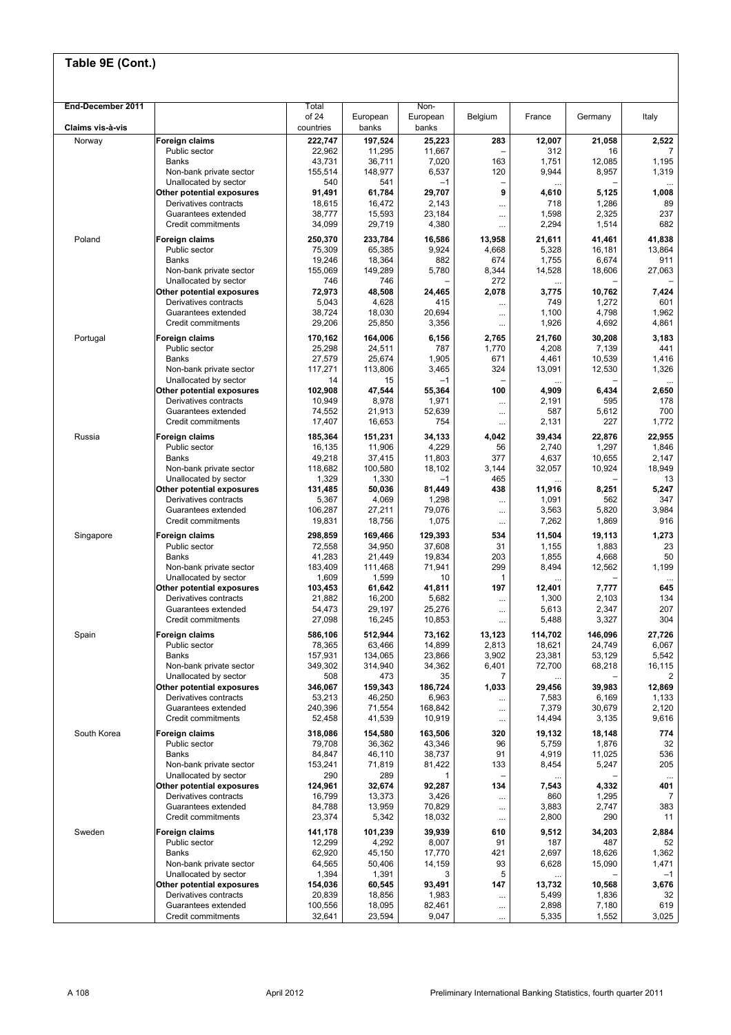# Table 9E (Cont.)

| End-December 2011<br>Claims vis-à-vis | | Total of 24 countries | European banks | Non-European banks | Belgium | France | Germany | Italy |
|---|---|---|---|---|---|---|---|---|
| Norway | **Foreign claims** | **222,747** | **197,524** | **25,223** | **283** | **12,007** | **21,058** | **2,522** |
| | Public sector | 22,962 | 11,295 | 11,667 | – | 312 | 16 | 7 |
| | Banks | 43,731 | 36,711 | 7,020 | 163 | 1,751 | 12,085 | 1,195 |
| | Non-bank private sector | 155,514 | 148,977 | 6,537 | 120 | 9,944 | 8,957 | 1,319 |
| | Unallocated by sector | 540 | 541 | –1 | – | ... | – | ... |
| | **Other potential exposures** | **91,491** | **61,784** | **29,707** | **9** | **4,610** | **5,125** | **1,008** |
| | Derivatives contracts | 18,615 | 16,472 | 2,143 | ... | 718 | 1,286 | 89 |
| | Guarantees extended | 38,777 | 15,593 | 23,184 | ... | 1,598 | 2,325 | 237 |
| | Credit commitments | 34,099 | 29,719 | 4,380 | ... | 2,294 | 1,514 | 682 |
| Poland | **Foreign claims** | **250,370** | **233,784** | **16,586** | **13,958** | **21,611** | **41,461** | **41,838** |
| | Public sector | 75,309 | 65,385 | 9,924 | 4,668 | 5,328 | 16,181 | 13,864 |
| | Banks | 19,246 | 18,364 | 882 | 674 | 1,755 | 6,674 | 911 |
| | Non-bank private sector | 155,069 | 149,289 | 5,780 | 8,344 | 14,528 | 18,606 | 27,063 |
| | Unallocated by sector | 746 | 746 | – | 272 | ... | – | – |
| | **Other potential exposures** | **72,973** | **48,508** | **24,465** | **2,078** | **3,775** | **10,762** | **7,424** |
| | Derivatives contracts | 5,043 | 4,628 | 415 | ... | 749 | 1,272 | 601 |
| | Guarantees extended | 38,724 | 18,030 | 20,694 | ... | 1,100 | 4,798 | 1,962 |
| | Credit commitments | 29,206 | 25,850 | 3,356 | ... | 1,926 | 4,692 | 4,861 |
| Portugal | **Foreign claims** | **170,162** | **164,006** | **6,156** | **2,765** | **21,760** | **30,208** | **3,183** |
| | Public sector | 25,298 | 24,511 | 787 | 1,770 | 4,208 | 7,139 | 441 |
| | Banks | 27,579 | 25,674 | 1,905 | 671 | 4,461 | 10,539 | 1,416 |
| | Non-bank private sector | 117,271 | 113,806 | 3,465 | 324 | 13,091 | 12,530 | 1,326 |
| | Unallocated by sector | 14 | 15 | –1 | – | ... | – | ... |
| | **Other potential exposures** | **102,908** | **47,544** | **55,364** | **100** | **4,909** | **6,434** | **2,650** |
| | Derivatives contracts | 10,949 | 8,978 | 1,971 | ... | 2,191 | 595 | 178 |
| | Guarantees extended | 74,552 | 21,913 | 52,639 | ... | 587 | 5,612 | 700 |
| | Credit commitments | 17,407 | 16,653 | 754 | ... | 2,131 | 227 | 1,772 |
| Russia | **Foreign claims** | **185,364** | **151,231** | **34,133** | **4,042** | **39,434** | **22,876** | **22,955** |
| | Public sector | 16,135 | 11,906 | 4,229 | 56 | 2,740 | 1,297 | 1,846 |
| | Banks | 49,218 | 37,415 | 11,803 | 377 | 4,637 | 10,655 | 2,147 |
| | Non-bank private sector | 118,682 | 100,580 | 18,102 | 3,144 | 32,057 | 10,924 | 18,949 |
| | Unallocated by sector | 1,329 | 1,330 | –1 | 465 | ... | – | 13 |
| | **Other potential exposures** | **131,485** | **50,036** | **81,449** | **438** | **11,916** | **8,251** | **5,247** |
| | Derivatives contracts | 5,367 | 4,069 | 1,298 | ... | 1,091 | 562 | 347 |
| | Guarantees extended | 106,287 | 27,211 | 79,076 | ... | 3,563 | 5,820 | 3,984 |
| | Credit commitments | 19,831 | 18,756 | 1,075 | ... | 7,262 | 1,869 | 916 |
| Singapore | **Foreign claims** | **298,859** | **169,466** | **129,393** | **534** | **11,504** | **19,113** | **1,273** |
| | Public sector | 72,558 | 34,950 | 37,608 | 31 | 1,155 | 1,883 | 23 |
| | Banks | 41,283 | 21,449 | 19,834 | 203 | 1,855 | 4,668 | 50 |
| | Non-bank private sector | 183,409 | 111,468 | 71,941 | 299 | 8,494 | 12,562 | 1,199 |
| | Unallocated by sector | 1,609 | 1,599 | 10 | 1 | ... | – | ... |
| | **Other potential exposures** | **103,453** | **61,642** | **41,811** | **197** | **12,401** | **7,777** | **645** |
| | Derivatives contracts | 21,882 | 16,200 | 5,682 | ... | 1,300 | 2,103 | 134 |
| | Guarantees extended | 54,473 | 29,197 | 25,276 | ... | 5,613 | 2,347 | 207 |
| | Credit commitments | 27,098 | 16,245 | 10,853 | ... | 5,488 | 3,327 | 304 |
| Spain | **Foreign claims** | **586,106** | **512,944** | **73,162** | **13,123** | **114,702** | **146,096** | **27,726** |
| | Public sector | 78,365 | 63,466 | 14,899 | 2,813 | 18,621 | 24,749 | 6,067 |
| | Banks | 157,931 | 134,065 | 23,866 | 3,902 | 23,381 | 53,129 | 5,542 |
| | Non-bank private sector | 349,302 | 314,940 | 34,362 | 6,401 | 72,700 | 68,218 | 16,115 |
| | Unallocated by sector | 508 | 473 | 35 | 7 | ... | – | 2 |
| | **Other potential exposures** | **346,067** | **159,343** | **186,724** | **1,033** | **29,456** | **39,983** | **12,869** |
| | Derivatives contracts | 53,213 | 46,250 | 6,963 | ... | 7,583 | 6,169 | 1,133 |
| | Guarantees extended | 240,396 | 71,554 | 168,842 | ... | 7,379 | 30,679 | 2,120 |
| | Credit commitments | 52,458 | 41,539 | 10,919 | ... | 14,494 | 3,135 | 9,616 |
| South Korea | **Foreign claims** | **318,086** | **154,580** | **163,506** | **320** | **19,132** | **18,148** | **774** |
| | Public sector | 79,708 | 36,362 | 43,346 | 96 | 5,759 | 1,876 | 32 |
| | Banks | 84,847 | 46,110 | 38,737 | 91 | 4,919 | 11,025 | 536 |
| | Non-bank private sector | 153,241 | 71,819 | 81,422 | 133 | 8,454 | 5,247 | 205 |
| | Unallocated by sector | 290 | 289 | 1 | – | ... | – | ... |
| | **Other potential exposures** | **124,961** | **32,674** | **92,287** | **134** | **7,543** | **4,332** | **401** |
| | Derivatives contracts | 16,799 | 13,373 | 3,426 | ... | 860 | 1,295 | 7 |
| | Guarantees extended | 84,788 | 13,959 | 70,829 | ... | 3,883 | 2,747 | 383 |
| | Credit commitments | 23,374 | 5,342 | 18,032 | ... | 2,800 | 290 | 11 |
| Sweden | **Foreign claims** | **141,178** | **101,239** | **39,939** | **610** | **9,512** | **34,203** | **2,884** |
| | Public sector | 12,299 | 4,292 | 8,007 | 91 | 187 | 487 | 52 |
| | Banks | 62,920 | 45,150 | 17,770 | 421 | 2,697 | 18,626 | 1,362 |
| | Non-bank private sector | 64,565 | 50,406 | 14,159 | 93 | 6,628 | 15,090 | 1,471 |
| | Unallocated by sector | 1,394 | 1,391 | 3 | 5 | ... | – | –1 |
| | **Other potential exposures** | **154,036** | **60,545** | **93,491** | **147** | **13,732** | **10,568** | **3,676** |
| | Derivatives contracts | 20,839 | 18,856 | 1,983 | ... | 5,499 | 1,836 | 32 |
| | Guarantees extended | 100,556 | 18,095 | 82,461 | ... | 2,898 | 7,180 | 619 |
| | Credit commitments | 32,641 | 23,594 | 9,047 | ... | 5,335 | 1,552 | 3,025 |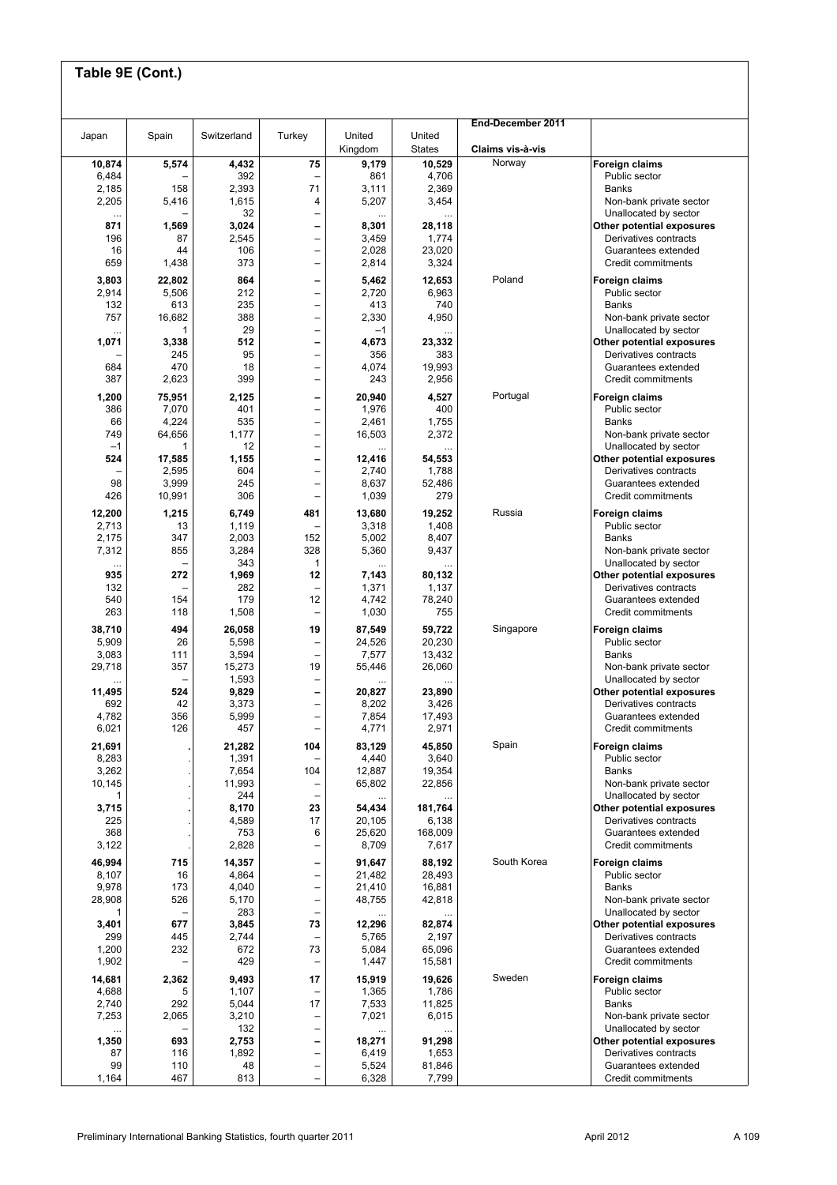## Table 9E (Cont.)

End-December 2011

| Japan | Spain | Switzerland | Turkey | United Kingdom | United States | Claims vis-à-vis | |
|---|---|---|---|---|---|---|---|
| **10,874** | **5,574** | **4,432** | **75** | **9,179** | **10,529** | Norway | **Foreign claims** |
| 6,484 | – | 392 | – | 861 | 4,706 | | Public sector |
| 2,185 | 158 | 2,393 | 71 | 3,111 | 2,369 | | Banks |
| 2,205 | 5,416 | 1,615 | 4 | 5,207 | 3,454 | | Non-bank private sector |
| ... | – | 32 | – | ... | ... | | Unallocated by sector |
| **871** | **1,569** | **3,024** | **–** | **8,301** | **28,118** | | **Other potential exposures** |
| 196 | 87 | 2,545 | – | 3,459 | 1,774 | | Derivatives contracts |
| 16 | 44 | 106 | – | 2,028 | 23,020 | | Guarantees extended |
| 659 | 1,438 | 373 | – | 2,814 | 3,324 | | Credit commitments |
| **3,803** | **22,802** | **864** | **–** | **5,462** | **12,653** | Poland | **Foreign claims** |
| 2,914 | 5,506 | 212 | – | 2,720 | 6,963 | | Public sector |
| 132 | 613 | 235 | – | 413 | 740 | | Banks |
| 757 | 16,682 | 388 | – | 2,330 | 4,950 | | Non-bank private sector |
| ... | 1 | 29 | – | –1 | ... | | Unallocated by sector |
| **1,071** | **3,338** | **512** | **–** | **4,673** | **23,332** | | **Other potential exposures** |
| – | 245 | 95 | – | 356 | 383 | | Derivatives contracts |
| 684 | 470 | 18 | – | 4,074 | 19,993 | | Guarantees extended |
| 387 | 2,623 | 399 | – | 243 | 2,956 | | Credit commitments |
| **1,200** | **75,951** | **2,125** | **–** | **20,940** | **4,527** | Portugal | **Foreign claims** |
| 386 | 7,070 | 401 | – | 1,976 | 400 | | Public sector |
| 66 | 4,224 | 535 | – | 2,461 | 1,755 | | Banks |
| 749 | 64,656 | 1,177 | – | 16,503 | 2,372 | | Non-bank private sector |
| –1 | 1 | 12 | – | ... | ... | | Unallocated by sector |
| **524** | **17,585** | **1,155** | **–** | **12,416** | **54,553** | | **Other potential exposures** |
| – | 2,595 | 604 | – | 2,740 | 1,788 | | Derivatives contracts |
| 98 | 3,999 | 245 | – | 8,637 | 52,486 | | Guarantees extended |
| 426 | 10,991 | 306 | – | 1,039 | 279 | | Credit commitments |
| **12,200** | **1,215** | **6,749** | **481** | **13,680** | **19,252** | Russia | **Foreign claims** |
| 2,713 | 13 | 1,119 | – | 3,318 | 1,408 | | Public sector |
| 2,175 | 347 | 2,003 | 152 | 5,002 | 8,407 | | Banks |
| 7,312 | 855 | 3,284 | 328 | 5,360 | 9,437 | | Non-bank private sector |
| ... | – | 343 | 1 | ... | ... | | Unallocated by sector |
| **935** | **272** | **1,969** | **12** | **7,143** | **80,132** | | **Other potential exposures** |
| 132 | – | 282 | – | 1,371 | 1,137 | | Derivatives contracts |
| 540 | 154 | 179 | 12 | 4,742 | 78,240 | | Guarantees extended |
| 263 | 118 | 1,508 | – | 1,030 | 755 | | Credit commitments |
| **38,710** | **494** | **26,058** | **19** | **87,549** | **59,722** | Singapore | **Foreign claims** |
| 5,909 | 26 | 5,598 | – | 24,526 | 20,230 | | Public sector |
| 3,083 | 111 | 3,594 | – | 7,577 | 13,432 | | Banks |
| 29,718 | 357 | 15,273 | 19 | 55,446 | 26,060 | | Non-bank private sector |
| ... | – | 1,593 | – | ... | ... | | Unallocated by sector |
| **11,495** | **524** | **9,829** | **–** | **20,827** | **23,890** | | **Other potential exposures** |
| 692 | 42 | 3,373 | – | 8,202 | 3,426 | | Derivatives contracts |
| 4,782 | 356 | 5,999 | – | 7,854 | 17,493 | | Guarantees extended |
| 6,021 | 126 | 457 | – | 4,771 | 2,971 | | Credit commitments |
| **21,691** | **.** | **21,282** | **104** | **83,129** | **45,850** | Spain | **Foreign claims** |
| 8,283 | . | 1,391 | – | 4,440 | 3,640 | | Public sector |
| 3,262 | . | 7,654 | 104 | 12,887 | 19,354 | | Banks |
| 10,145 | . | 11,993 | – | 65,802 | 22,856 | | Non-bank private sector |
| 1 | . | 244 | – | ... | ... | | Unallocated by sector |
| **3,715** | **.** | **8,170** | **23** | **54,434** | **181,764** | | **Other potential exposures** |
| 225 | . | 4,589 | 17 | 20,105 | 6,138 | | Derivatives contracts |
| 368 | . | 753 | 6 | 25,620 | 168,009 | | Guarantees extended |
| 3,122 | . | 2,828 | – | 8,709 | 7,617 | | Credit commitments |
| **46,994** | **715** | **14,357** | **–** | **91,647** | **88,192** | South Korea | **Foreign claims** |
| 8,107 | 16 | 4,864 | – | 21,482 | 28,493 | | Public sector |
| 9,978 | 173 | 4,040 | – | 21,410 | 16,881 | | Banks |
| 28,908 | 526 | 5,170 | – | 48,755 | 42,818 | | Non-bank private sector |
| 1 | – | 283 | – | ... | ... | | Unallocated by sector |
| **3,401** | **677** | **3,845** | **73** | **12,296** | **82,874** | | **Other potential exposures** |
| 299 | 445 | 2,744 | – | 5,765 | 2,197 | | Derivatives contracts |
| 1,200 | 232 | 672 | 73 | 5,084 | 65,096 | | Guarantees extended |
| 1,902 | – | 429 | – | 1,447 | 15,581 | | Credit commitments |
| **14,681** | **2,362** | **9,493** | **17** | **15,919** | **19,626** | Sweden | **Foreign claims** |
| 4,688 | 5 | 1,107 | – | 1,365 | 1,786 | | Public sector |
| 2,740 | 292 | 5,044 | 17 | 7,533 | 11,825 | | Banks |
| 7,253 | 2,065 | 3,210 | – | 7,021 | 6,015 | | Non-bank private sector |
| ... | – | 132 | – | ... | ... | | Unallocated by sector |
| **1,350** | **693** | **2,753** | **–** | **18,271** | **91,298** | | **Other potential exposures** |
| 87 | 116 | 1,892 | – | 6,419 | 1,653 | | Derivatives contracts |
| 99 | 110 | 48 | – | 5,524 | 81,846 | | Guarantees extended |
| 1,164 | 467 | 813 | – | 6,328 | 7,799 | | Credit commitments |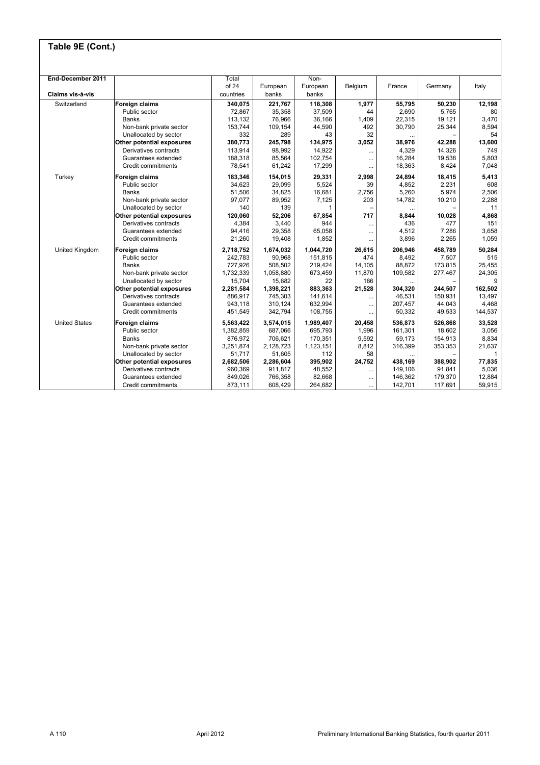## Table 9E (Cont.)

| End-December 2011 | | Total | | Non- | | | | |
|---|---|---|---|---|---|---|---|---|
| | | of 24 | European | European | Belgium | France | Germany | Italy |
| Claims vis-à-vis | | countries | banks | banks | | | | |
| Switzerland | **Foreign claims** | **340,075** | **221,767** | **118,308** | **1,977** | **55,795** | **50,230** | **12,198** |
| | Public sector | 72,867 | 35,358 | 37,509 | 44 | 2,690 | 5,765 | 80 |
| | Banks | 113,132 | 76,966 | 36,166 | 1,409 | 22,315 | 19,121 | 3,470 |
| | Non-bank private sector | 153,744 | 109,154 | 44,590 | 492 | 30,790 | 25,344 | 8,594 |
| | Unallocated by sector | 332 | 289 | 43 | 32 | ... | – | 54 |
| | **Other potential exposures** | **380,773** | **245,798** | **134,975** | **3,052** | **38,976** | **42,288** | **13,600** |
| | Derivatives contracts | 113,914 | 98,992 | 14,922 | ... | 4,329 | 14,326 | 749 |
| | Guarantees extended | 188,318 | 85,564 | 102,754 | ... | 16,284 | 19,538 | 5,803 |
| | Credit commitments | 78,541 | 61,242 | 17,299 | ... | 18,363 | 8,424 | 7,048 |
| Turkey | **Foreign claims** | **183,346** | **154,015** | **29,331** | **2,998** | **24,894** | **18,415** | **5,413** |
| | Public sector | 34,623 | 29,099 | 5,524 | 39 | 4,852 | 2,231 | 608 |
| | Banks | 51,506 | 34,825 | 16,681 | 2,756 | 5,260 | 5,974 | 2,506 |
| | Non-bank private sector | 97,077 | 89,952 | 7,125 | 203 | 14,782 | 10,210 | 2,288 |
| | Unallocated by sector | 140 | 139 | 1 | – | ... | – | 11 |
| | **Other potential exposures** | **120,060** | **52,206** | **67,854** | **717** | **8,844** | **10,028** | **4,868** |
| | Derivatives contracts | 4,384 | 3,440 | 944 | ... | 436 | 477 | 151 |
| | Guarantees extended | 94,416 | 29,358 | 65,058 | ... | 4,512 | 7,286 | 3,658 |
| | Credit commitments | 21,260 | 19,408 | 1,852 | ... | 3,896 | 2,265 | 1,059 |
| United Kingdom | **Foreign claims** | **2,718,752** | **1,674,032** | **1,044,720** | **26,615** | **206,946** | **458,789** | **50,284** |
| | Public sector | 242,783 | 90,968 | 151,815 | 474 | 8,492 | 7,507 | 515 |
| | Banks | 727,926 | 508,502 | 219,424 | 14,105 | 88,872 | 173,815 | 25,455 |
| | Non-bank private sector | 1,732,339 | 1,058,880 | 673,459 | 11,870 | 109,582 | 277,467 | 24,305 |
| | Unallocated by sector | 15,704 | 15,682 | 22 | 166 | ... | – | 9 |
| | **Other potential exposures** | **2,281,584** | **1,398,221** | **883,363** | **21,528** | **304,320** | **244,507** | **162,502** |
| | Derivatives contracts | 886,917 | 745,303 | 141,614 | ... | 46,531 | 150,931 | 13,497 |
| | Guarantees extended | 943,118 | 310,124 | 632,994 | ... | 207,457 | 44,043 | 4,468 |
| | Credit commitments | 451,549 | 342,794 | 108,755 | ... | 50,332 | 49,533 | 144,537 |
| United States | **Foreign claims** | **5,563,422** | **3,574,015** | **1,989,407** | **20,458** | **536,873** | **526,868** | **33,528** |
| | Public sector | 1,382,859 | 687,066 | 695,793 | 1,996 | 161,301 | 18,602 | 3,056 |
| | Banks | 876,972 | 706,621 | 170,351 | 9,592 | 59,173 | 154,913 | 8,834 |
| | Non-bank private sector | 3,251,874 | 2,128,723 | 1,123,151 | 8,812 | 316,399 | 353,353 | 21,637 |
| | Unallocated by sector | 51,717 | 51,605 | 112 | 58 | ... | – | 1 |
| | **Other potential exposures** | **2,682,506** | **2,286,604** | **395,902** | **24,752** | **438,169** | **388,902** | **77,835** |
| | Derivatives contracts | 960,369 | 911,817 | 48,552 | ... | 149,106 | 91,841 | 5,036 |
| | Guarantees extended | 849,026 | 766,358 | 82,668 | ... | 146,362 | 179,370 | 12,884 |
| | Credit commitments | 873,111 | 608,429 | 264,682 | ... | 142,701 | 117,691 | 59,915 |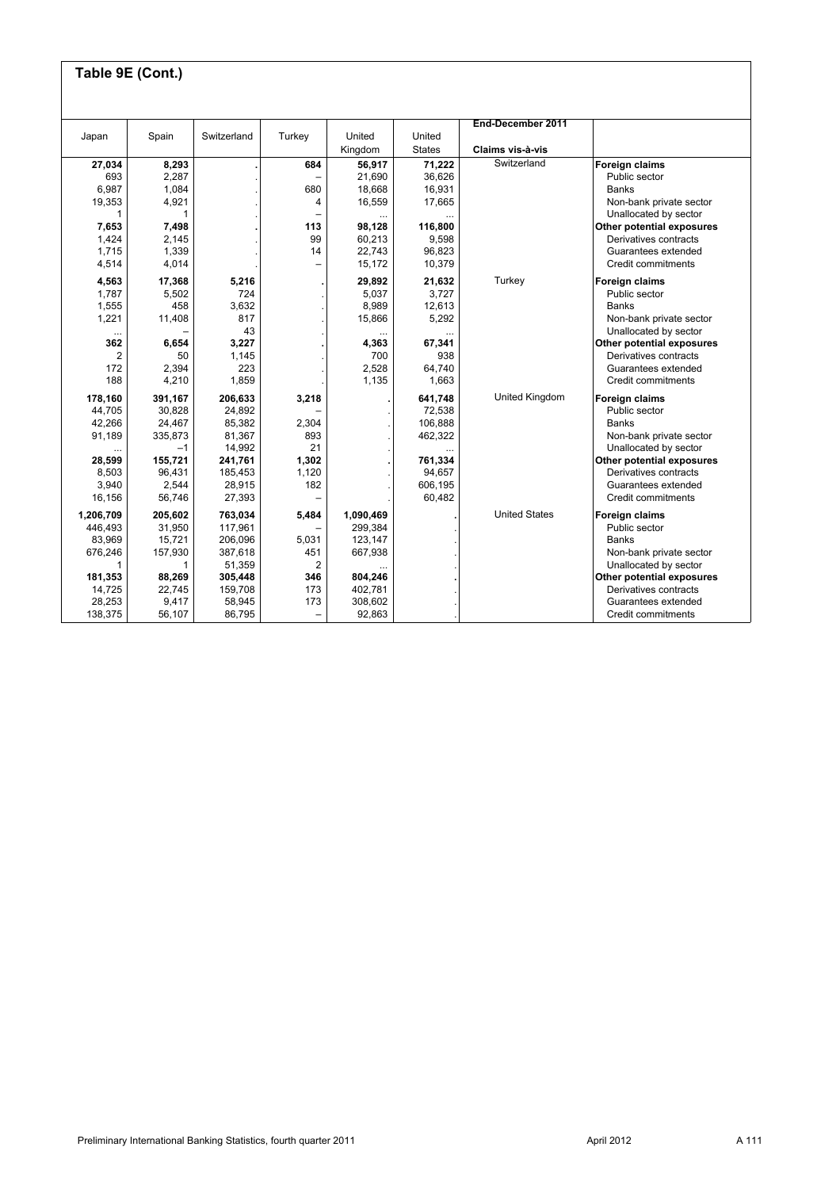## Table 9E (Cont.)

| Japan | Spain | Switzerland | Turkey | United Kingdom | United States | End-December 2011 Claims vis-à-vis | |
|---|---|---|---|---|---|---|---|
| **27,034** | **8,293** | **.** | **684** | **56,917** | **71,222** | Switzerland | **Foreign claims** |
| 693 | 2,287 | . | – | 21,690 | 36,626 | | Public sector |
| 6,987 | 1,084 | . | 680 | 18,668 | 16,931 | | Banks |
| 19,353 | 4,921 | . | 4 | 16,559 | 17,665 | | Non-bank private sector |
| 1 | 1 | . | – | ... | ... | | Unallocated by sector |
| **7,653** | **7,498** | **.** | **113** | **98,128** | **116,800** | | **Other potential exposures** |
| 1,424 | 2,145 | . | 99 | 60,213 | 9,598 | | Derivatives contracts |
| 1,715 | 1,339 | . | 14 | 22,743 | 96,823 | | Guarantees extended |
| 4,514 | 4,014 | . | – | 15,172 | 10,379 | | Credit commitments |
| **4,563** | **17,368** | **5,216** | **.** | **29,892** | **21,632** | Turkey | **Foreign claims** |
| 1,787 | 5,502 | 724 | . | 5,037 | 3,727 | | Public sector |
| 1,555 | 458 | 3,632 | . | 8,989 | 12,613 | | Banks |
| 1,221 | 11,408 | 817 | . | 15,866 | 5,292 | | Non-bank private sector |
| ... | – | 43 | . | ... | ... | | Unallocated by sector |
| **362** | **6,654** | **3,227** | **.** | **4,363** | **67,341** | | **Other potential exposures** |
| 2 | 50 | 1,145 | . | 700 | 938 | | Derivatives contracts |
| 172 | 2,394 | 223 | . | 2,528 | 64,740 | | Guarantees extended |
| 188 | 4,210 | 1,859 | . | 1,135 | 1,663 | | Credit commitments |
| **178,160** | **391,167** | **206,633** | **3,218** | **.** | **641,748** | United Kingdom | **Foreign claims** |
| 44,705 | 30,828 | 24,892 | – | . | 72,538 | | Public sector |
| 42,266 | 24,467 | 85,382 | 2,304 | . | 106,888 | | Banks |
| 91,189 | 335,873 | 81,367 | 893 | . | 462,322 | | Non-bank private sector |
| ... | –1 | 14,992 | 21 | . | ... | | Unallocated by sector |
| **28,599** | **155,721** | **241,761** | **1,302** | **.** | **761,334** | | **Other potential exposures** |
| 8,503 | 96,431 | 185,453 | 1,120 | . | 94,657 | | Derivatives contracts |
| 3,940 | 2,544 | 28,915 | 182 | . | 606,195 | | Guarantees extended |
| 16,156 | 56,746 | 27,393 | – | . | 60,482 | | Credit commitments |
| **1,206,709** | **205,602** | **763,034** | **5,484** | **1,090,469** | **.** | United States | **Foreign claims** |
| 446,493 | 31,950 | 117,961 | – | 299,384 | . | | Public sector |
| 83,969 | 15,721 | 206,096 | 5,031 | 123,147 | . | | Banks |
| 676,246 | 157,930 | 387,618 | 451 | 667,938 | . | | Non-bank private sector |
| 1 | 1 | 51,359 | 2 | ... | . | | Unallocated by sector |
| **181,353** | **88,269** | **305,448** | **346** | **804,246** | **.** | | **Other potential exposures** |
| 14,725 | 22,745 | 159,708 | 173 | 402,781 | . | | Derivatives contracts |
| 28,253 | 9,417 | 58,945 | 173 | 308,602 | . | | Guarantees extended |
| 138,375 | 56,107 | 86,795 | – | 92,863 | . | | Credit commitments |